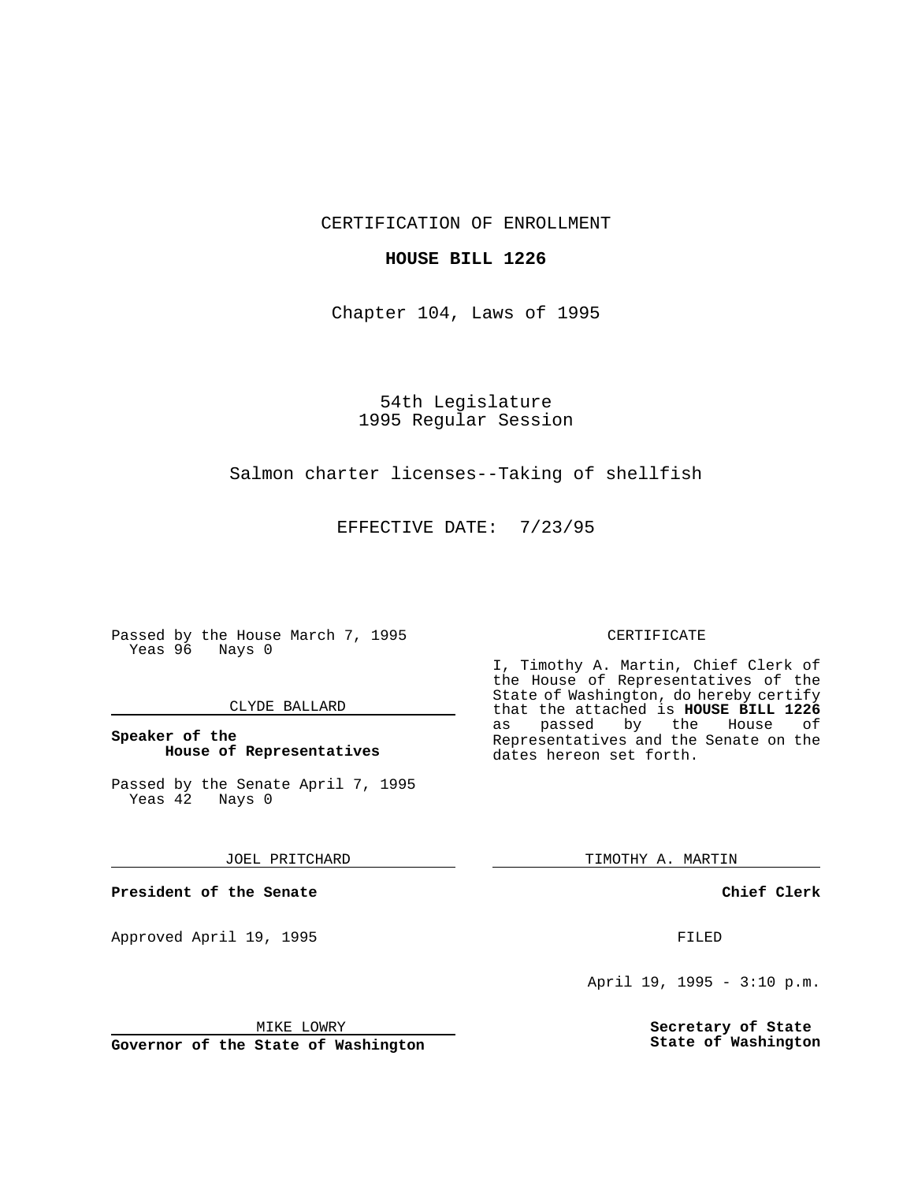CERTIFICATION OF ENROLLMENT

**HOUSE BILL 1226**

Chapter 104, Laws of 1995

54th Legislature
1995 Regular Session

Salmon charter licenses--Taking of shellfish

EFFECTIVE DATE: 7/23/95

Passed by the House March 7, 1995
Yeas 96 Nays 0

CLYDE BALLARD

**Speaker of the House of Representatives**

Passed by the Senate April 7, 1995
Yeas 42 Nays 0

JOEL PRITCHARD

**President of the Senate**

Approved April 19, 1995

MIKE LOWRY

**Governor of the State of Washington**

CERTIFICATE

I, Timothy A. Martin, Chief Clerk of the House of Representatives of the State of Washington, do hereby certify that the attached is **HOUSE BILL 1226** as passed by the House of Representatives and the Senate on the dates hereon set forth.

TIMOTHY A. MARTIN

**Chief Clerk**

FILED

April 19, 1995 - 3:10 p.m.

**Secretary of State**
**State of Washington**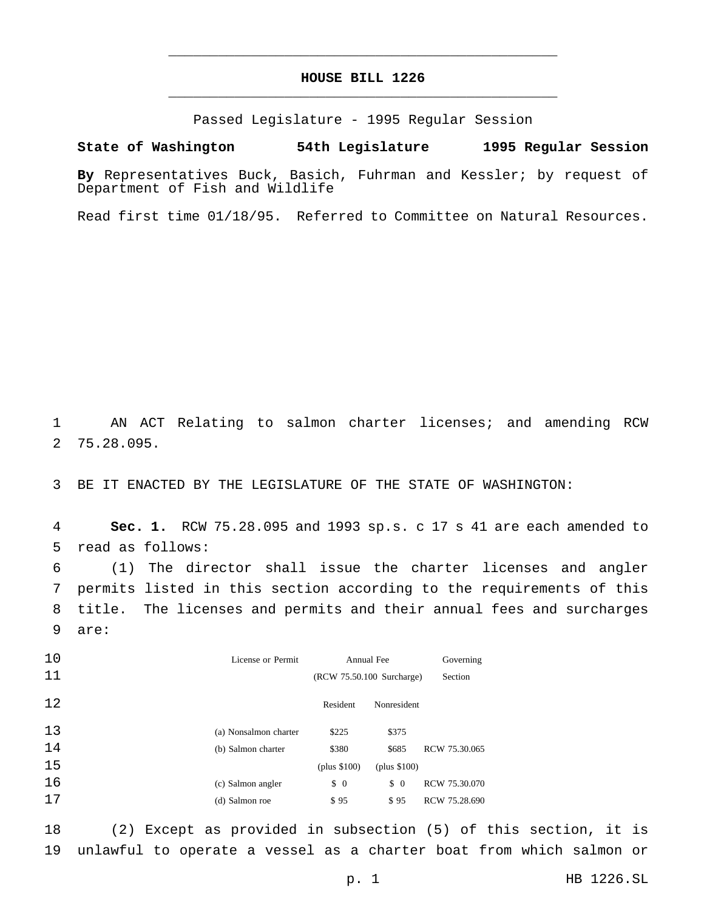# HOUSE BILL 1226

Passed Legislature - 1995 Regular Session

**State of Washington 54th Legislature 1995 Regular Session**

**By** Representatives Buck, Basich, Fuhrman and Kessler; by request of Department of Fish and Wildlife

Read first time 01/18/95. Referred to Committee on Natural Resources.

AN ACT Relating to salmon charter licenses; and amending RCW 75.28.095.

BE IT ENACTED BY THE LEGISLATURE OF THE STATE OF WASHINGTON:

**Sec. 1.** RCW 75.28.095 and 1993 sp.s. c 17 s 41 are each amended to read as follows:

(1) The director shall issue the charter licenses and angler permits listed in this section according to the requirements of this title. The licenses and permits and their annual fees and surcharges are:

| License or Permit | Annual Fee (RCW 75.50.100 Surcharge) | | Governing Section |
|---|---|---|---|
| | Resident | Nonresident | |
| (a) Nonsalmon charter | $225 | $375 | |
| (b) Salmon charter | $380 (plus $100) | $685 (plus $100) | RCW 75.30.065 |
| (c) Salmon angler | $ 0 | $ 0 | RCW 75.30.070 |
| (d) Salmon roe | $ 95 | $ 95 | RCW 75.28.690 |

(2) Except as provided in subsection (5) of this section, it is unlawful to operate a vessel as a charter boat from which salmon or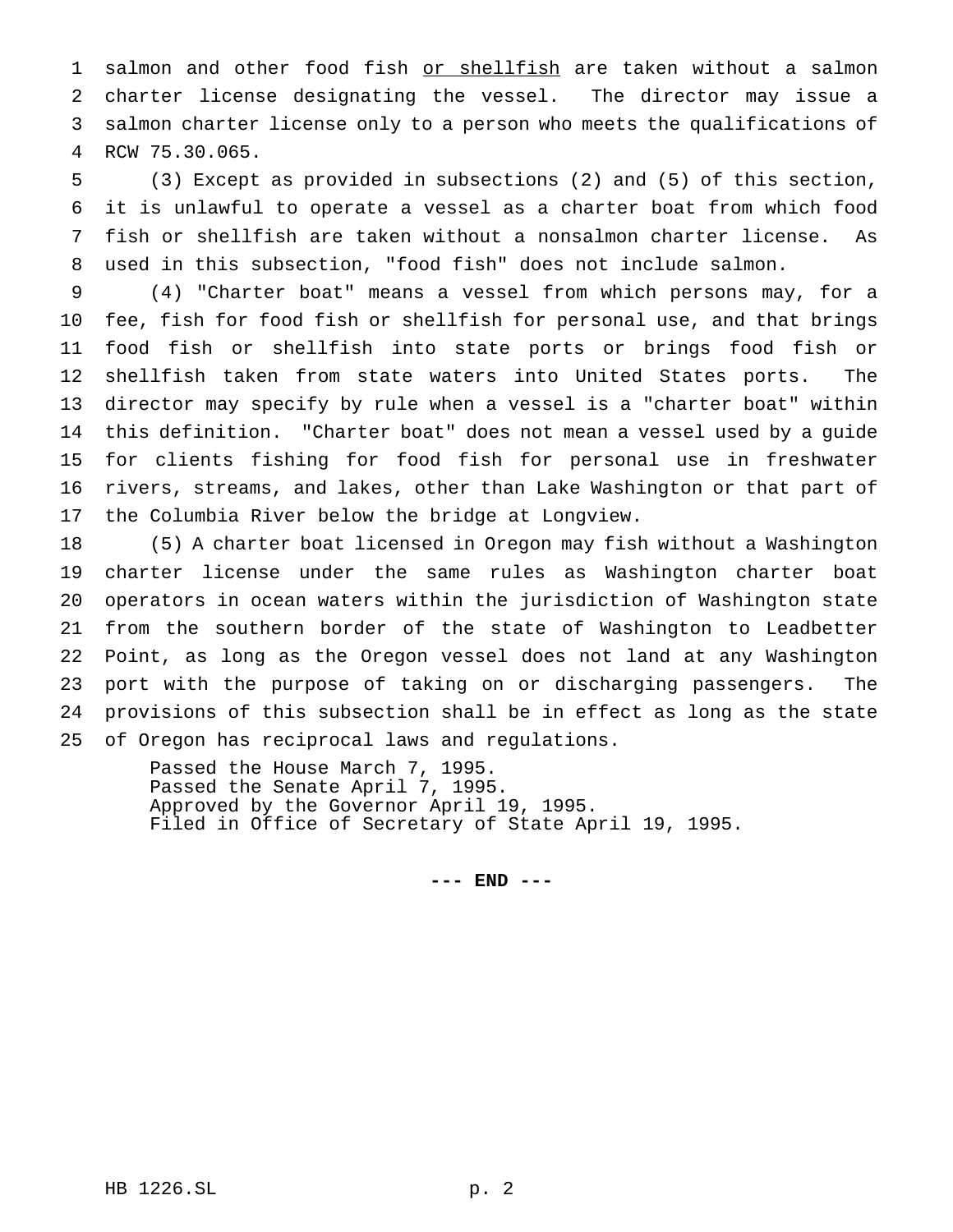salmon and other food fish <u>or shellfish</u> are taken without a salmon charter license designating the vessel. The director may issue a salmon charter license only to a person who meets the qualifications of RCW 75.30.065.

(3) Except as provided in subsections (2) and (5) of this section, it is unlawful to operate a vessel as a charter boat from which food fish or shellfish are taken without a nonsalmon charter license. As used in this subsection, "food fish" does not include salmon.

(4) "Charter boat" means a vessel from which persons may, for a fee, fish for food fish or shellfish for personal use, and that brings food fish or shellfish into state ports or brings food fish or shellfish taken from state waters into United States ports. The director may specify by rule when a vessel is a "charter boat" within this definition. "Charter boat" does not mean a vessel used by a guide for clients fishing for food fish for personal use in freshwater rivers, streams, and lakes, other than Lake Washington or that part of the Columbia River below the bridge at Longview.

(5) A charter boat licensed in Oregon may fish without a Washington charter license under the same rules as Washington charter boat operators in ocean waters within the jurisdiction of Washington state from the southern border of the state of Washington to Leadbetter Point, as long as the Oregon vessel does not land at any Washington port with the purpose of taking on or discharging passengers. The provisions of this subsection shall be in effect as long as the state of Oregon has reciprocal laws and regulations.

Passed the House March 7, 1995.
Passed the Senate April 7, 1995.
Approved by the Governor April 19, 1995.
Filed in Office of Secretary of State April 19, 1995.

**--- END ---**